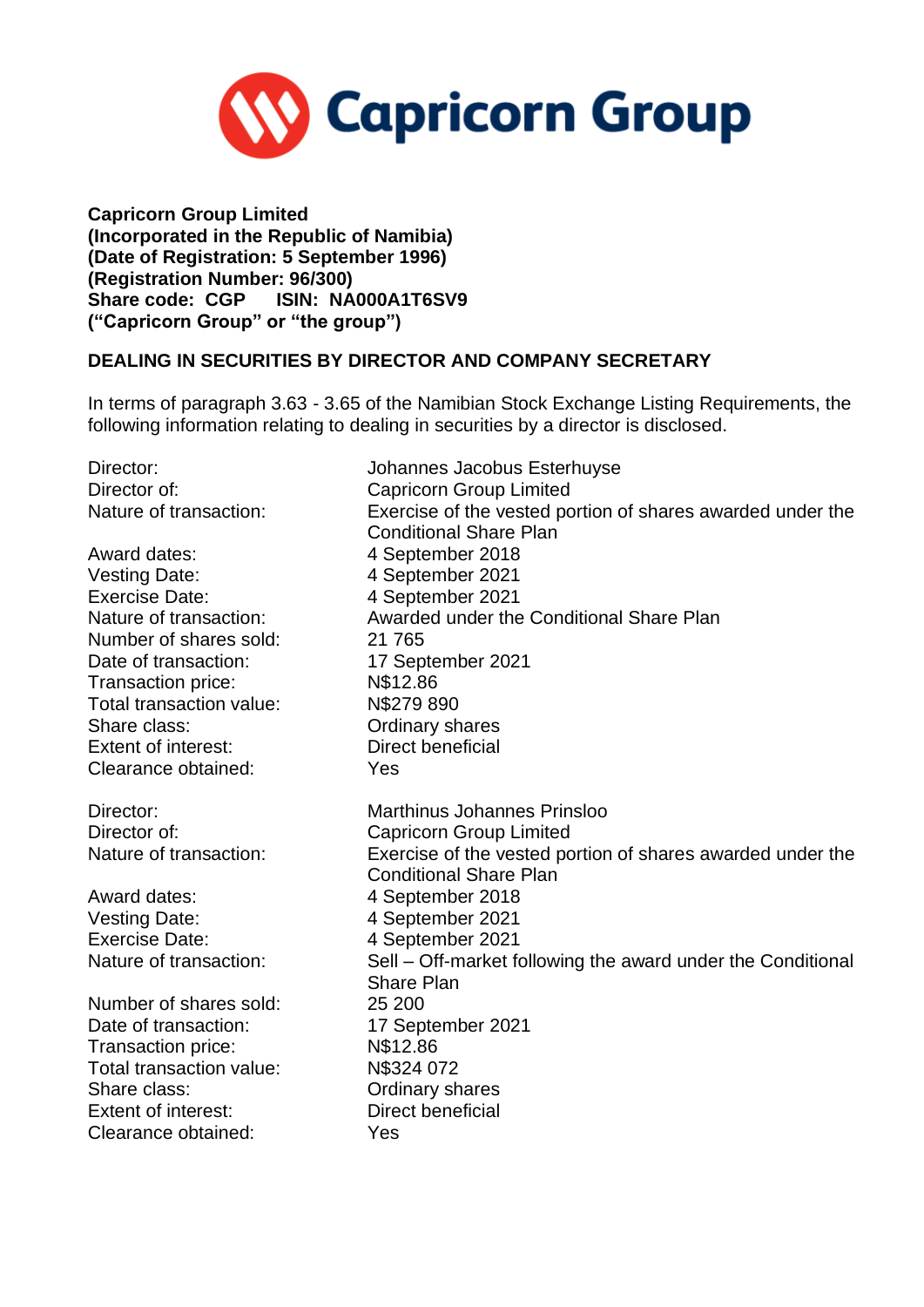**Capricorn Group Limited**
**(Incorporated in the Republic of Namibia)**
**(Date of Registration: 5 September 1996)**
**(Registration Number: 96/300)**
**Share code: CGP ISIN: NA000A1T6SV9**
**("Capricorn Group" or "the group")**

**DEALING IN SECURITIES BY DIRECTOR AND COMPANY SECRETARY**

In terms of paragraph 3.63 - 3.65 of the Namibian Stock Exchange Listing Requirements, the following information relating to dealing in securities by a director is disclosed.

| | |
|---|---|
| Director: | Johannes Jacobus Esterhuyse |
| Director of: | Capricorn Group Limited |
| Nature of transaction: | Exercise of the vested portion of shares awarded under the Conditional Share Plan |
| Award dates: | 4 September 2018 |
| Vesting Date: | 4 September 2021 |
| Exercise Date: | 4 September 2021 |
| Nature of transaction: | Awarded under the Conditional Share Plan |
| Number of shares sold: | 21 765 |
| Date of transaction: | 17 September 2021 |
| Transaction price: | N$12.86 |
| Total transaction value: | N$279 890 |
| Share class: | Ordinary shares |
| Extent of interest: | Direct beneficial |
| Clearance obtained: | Yes |

| | |
|---|---|
| Director: | Marthinus Johannes Prinsloo |
| Director of: | Capricorn Group Limited |
| Nature of transaction: | Exercise of the vested portion of shares awarded under the Conditional Share Plan |
| Award dates: | 4 September 2018 |
| Vesting Date: | 4 September 2021 |
| Exercise Date: | 4 September 2021 |
| Nature of transaction: | Sell – Off-market following the award under the Conditional Share Plan |
| Number of shares sold: | 25 200 |
| Date of transaction: | 17 September 2021 |
| Transaction price: | N$12.86 |
| Total transaction value: | N$324 072 |
| Share class: | Ordinary shares |
| Extent of interest: | Direct beneficial |
| Clearance obtained: | Yes |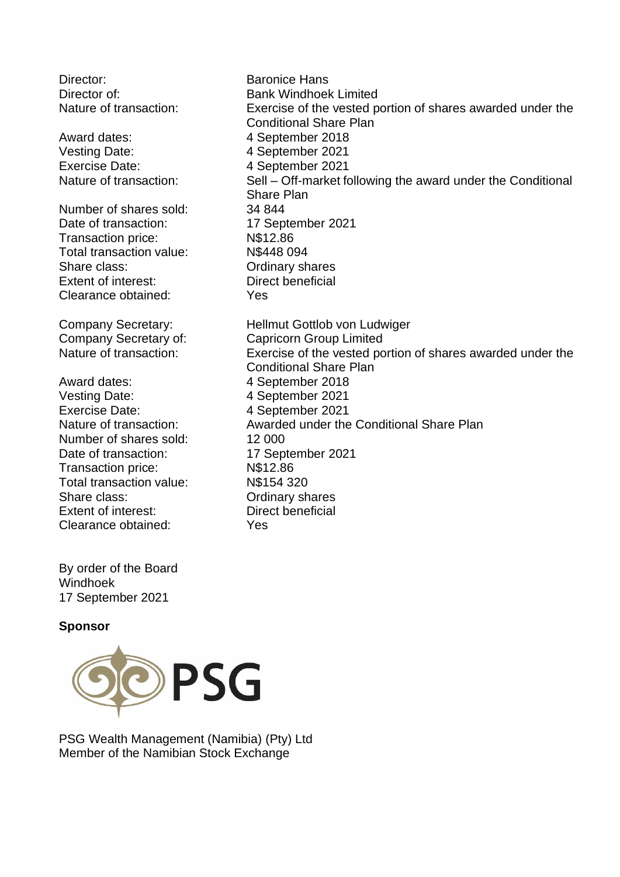| | |
|---|---|
| Director: | Baronice Hans |
| Director of: | Bank Windhoek Limited |
| Nature of transaction: | Exercise of the vested portion of shares awarded under the Conditional Share Plan |
| Award dates: | 4 September 2018 |
| Vesting Date: | 4 September 2021 |
| Exercise Date: | 4 September 2021 |
| Nature of transaction: | Sell – Off-market following the award under the Conditional Share Plan |
| Number of shares sold: | 34 844 |
| Date of transaction: | 17 September 2021 |
| Transaction price: | N$12.86 |
| Total transaction value: | N$448 094 |
| Share class: | Ordinary shares |
| Extent of interest: | Direct beneficial |
| Clearance obtained: | Yes |

| | |
|---|---|
| Company Secretary: | Hellmut Gottlob von Ludwiger |
| Company Secretary of: | Capricorn Group Limited |
| Nature of transaction: | Exercise of the vested portion of shares awarded under the Conditional Share Plan |
| Award dates: | 4 September 2018 |
| Vesting Date: | 4 September 2021 |
| Exercise Date: | 4 September 2021 |
| Nature of transaction: | Awarded under the Conditional Share Plan |
| Number of shares sold: | 12 000 |
| Date of transaction: | 17 September 2021 |
| Transaction price: | N$12.86 |
| Total transaction value: | N$154 320 |
| Share class: | Ordinary shares |
| Extent of interest: | Direct beneficial |
| Clearance obtained: | Yes |

By order of the Board
Windhoek
17 September 2021

**Sponsor**

PSG

PSG Wealth Management (Namibia) (Pty) Ltd
Member of the Namibian Stock Exchange